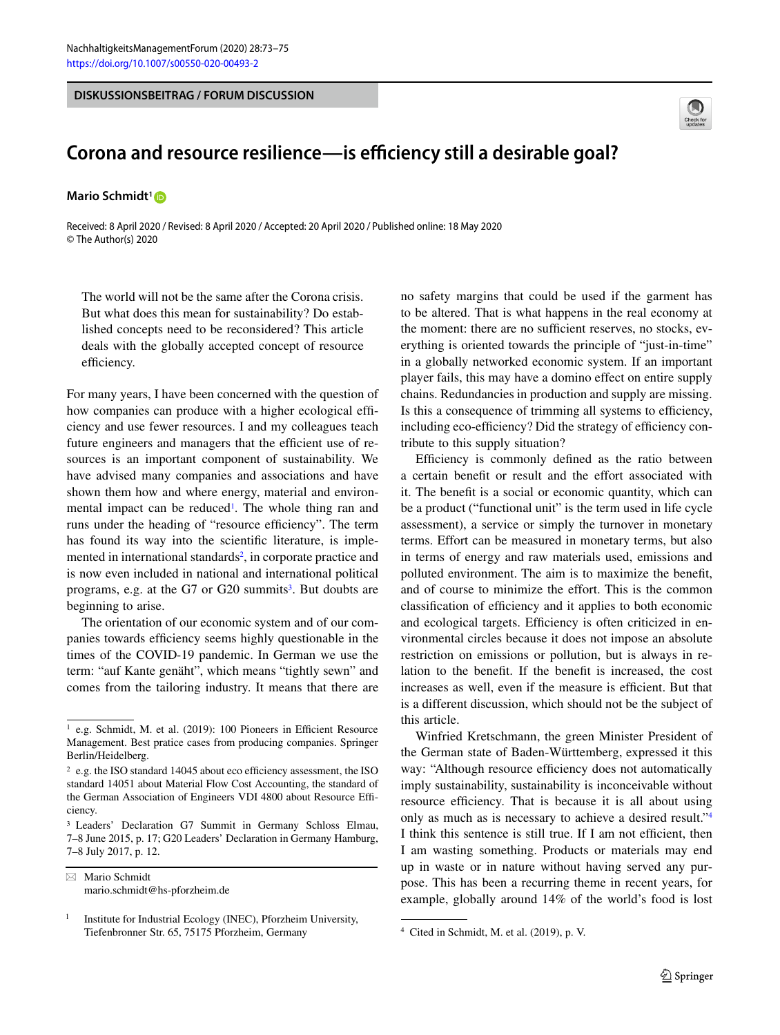DISKUSSIONSBEITRAG / FORUM DISCUSSION

# Corona and resource resilience—is efficiency still a desirable goal?

**Mario Schmidt**[1]

Received: 8 April 2020 / Revised: 8 April 2020 / Accepted: 20 April 2020 / Published online: 18 May 2020
© The Author(s) 2020

The world will not be the same after the Corona crisis. But what does this mean for sustainability? Do established concepts need to be reconsidered? This article deals with the globally accepted concept of resource efficiency.

For many years, I have been concerned with the question of how companies can produce with a higher ecological efficiency and use fewer resources. I and my colleagues teach future engineers and managers that the efficient use of resources is an important component of sustainability. We have advised many companies and associations and have shown them how and where energy, material and environmental impact can be reduced[1]. The whole thing ran and runs under the heading of "resource efficiency". The term has found its way into the scientific literature, is implemented in international standards[2], in corporate practice and is now even included in national and international political programs, e.g. at the G7 or G20 summits[3]. But doubts are beginning to arise.

The orientation of our economic system and of our companies towards efficiency seems highly questionable in the times of the COVID-19 pandemic. In German we use the term: "auf Kante genäht", which means "tightly sewn" and comes from the tailoring industry. It means that there are no safety margins that could be used if the garment has to be altered. That is what happens in the real economy at the moment: there are no sufficient reserves, no stocks, everything is oriented towards the principle of "just-in-time" in a globally networked economic system. If an important player fails, this may have a domino effect on entire supply chains. Redundancies in production and supply are missing. Is this a consequence of trimming all systems to efficiency, including eco-efficiency? Did the strategy of efficiency contribute to this supply situation?

Efficiency is commonly defined as the ratio between a certain benefit or result and the effort associated with it. The benefit is a social or economic quantity, which can be a product ("functional unit" is the term used in life cycle assessment), a service or simply the turnover in monetary terms. Effort can be measured in monetary terms, but also in terms of energy and raw materials used, emissions and polluted environment. The aim is to maximize the benefit, and of course to minimize the effort. This is the common classification of efficiency and it applies to both economic and ecological targets. Efficiency is often criticized in environmental circles because it does not impose an absolute restriction on emissions or pollution, but is always in relation to the benefit. If the benefit is increased, the cost increases as well, even if the measure is efficient. But that is a different discussion, which should not be the subject of this article.

Winfried Kretschmann, the green Minister President of the German state of Baden-Württemberg, expressed it this way: "Although resource efficiency does not automatically imply sustainability, sustainability is inconceivable without resource efficiency. That is because it is all about using only as much as is necessary to achieve a desired result."[4] I think this sentence is still true. If I am not efficient, then I am wasting something. Products or materials may end up in waste or in nature without having served any purpose. This has been a recurring theme in recent years, for example, globally around 14% of the world's food is lost

---

[1] e.g. Schmidt, M. et al. (2019): 100 Pioneers in Efficient Resource Management. Best pratice cases from producing companies. Springer Berlin/Heidelberg.

[2] e.g. the ISO standard 14045 about eco efficiency assessment, the ISO standard 14051 about Material Flow Cost Accounting, the standard of the German Association of Engineers VDI 4800 about Resource Efficiency.

[3] Leaders' Declaration G7 Summit in Germany Schloss Elmau, 7–8 June 2015, p. 17; G20 Leaders' Declaration in Germany Hamburg, 7–8 July 2017, p. 12.

[4] Cited in Schmidt, M. et al. (2019), p. V.

✉ Mario Schmidt
mario.schmidt@hs-pforzheim.de

[1] Institute for Industrial Ecology (INEC), Pforzheim University, Tiefenbronner Str. 65, 75175 Pforzheim, Germany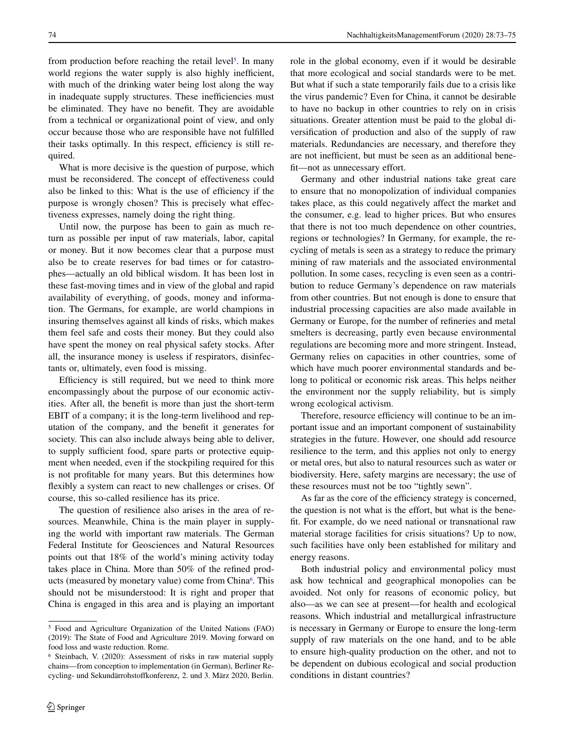from production before reaching the retail level[5]. In many world regions the water supply is also highly inefficient, with much of the drinking water being lost along the way in inadequate supply structures. These inefficiencies must be eliminated. They have no benefit. They are avoidable from a technical or organizational point of view, and only occur because those who are responsible have not fulfilled their tasks optimally. In this respect, efficiency is still required.

What is more decisive is the question of purpose, which must be reconsidered. The concept of effectiveness could also be linked to this: What is the use of efficiency if the purpose is wrongly chosen? This is precisely what effectiveness expresses, namely doing the right thing.

Until now, the purpose has been to gain as much return as possible per input of raw materials, labor, capital or money. But it now becomes clear that a purpose must also be to create reserves for bad times or for catastrophes—actually an old biblical wisdom. It has been lost in these fast-moving times and in view of the global and rapid availability of everything, of goods, money and information. The Germans, for example, are world champions in insuring themselves against all kinds of risks, which makes them feel safe and costs their money. But they could also have spent the money on real physical safety stocks. After all, the insurance money is useless if respirators, disinfectants or, ultimately, even food is missing.

Efficiency is still required, but we need to think more encompassingly about the purpose of our economic activities. After all, the benefit is more than just the short-term EBIT of a company; it is the long-term livelihood and reputation of the company, and the benefit it generates for society. This can also include always being able to deliver, to supply sufficient food, spare parts or protective equipment when needed, even if the stockpiling required for this is not profitable for many years. But this determines how flexibly a system can react to new challenges or crises. Of course, this so-called resilience has its price.

The question of resilience also arises in the area of resources. Meanwhile, China is the main player in supplying the world with important raw materials. The German Federal Institute for Geosciences and Natural Resources points out that 18% of the world's mining activity today takes place in China. More than 50% of the refined products (measured by monetary value) come from China[6]. This should not be misunderstood: It is right and proper that China is engaged in this area and is playing an important role in the global economy, even if it would be desirable that more ecological and social standards were to be met. But what if such a state temporarily fails due to a crisis like the virus pandemic? Even for China, it cannot be desirable to have no backup in other countries to rely on in crisis situations. Greater attention must be paid to the global diversification of production and also of the supply of raw materials. Redundancies are necessary, and therefore they are not inefficient, but must be seen as an additional benefit—not as unnecessary effort.

Germany and other industrial nations take great care to ensure that no monopolization of individual companies takes place, as this could negatively affect the market and the consumer, e.g. lead to higher prices. But who ensures that there is not too much dependence on other countries, regions or technologies? In Germany, for example, the recycling of metals is seen as a strategy to reduce the primary mining of raw materials and the associated environmental pollution. In some cases, recycling is even seen as a contribution to reduce Germany's dependence on raw materials from other countries. But not enough is done to ensure that industrial processing capacities are also made available in Germany or Europe, for the number of refineries and metal smelters is decreasing, partly even because environmental regulations are becoming more and more stringent. Instead, Germany relies on capacities in other countries, some of which have much poorer environmental standards and belong to political or economic risk areas. This helps neither the environment nor the supply reliability, but is simply wrong ecological activism.

Therefore, resource efficiency will continue to be an important issue and an important component of sustainability strategies in the future. However, one should add resource resilience to the term, and this applies not only to energy or metal ores, but also to natural resources such as water or biodiversity. Here, safety margins are necessary; the use of these resources must not be too "tightly sewn".

As far as the core of the efficiency strategy is concerned, the question is not what is the effort, but what is the benefit. For example, do we need national or transnational raw material storage facilities for crisis situations? Up to now, such facilities have only been established for military and energy reasons.

Both industrial policy and environmental policy must ask how technical and geographical monopolies can be avoided. Not only for reasons of economic policy, but also—as we can see at present—for health and ecological reasons. Which industrial and metallurgical infrastructure is necessary in Germany or Europe to ensure the long-term supply of raw materials on the one hand, and to be able to ensure high-quality production on the other, and not to be dependent on dubious ecological and social production conditions in distant countries?

---

[5] Food and Agriculture Organization of the United Nations (FAO) (2019): The State of Food and Agriculture 2019. Moving forward on food loss and waste reduction. Rome.

[6] Steinbach, V. (2020): Assessment of risks in raw material supply chains—from conception to implementation (in German), Berliner Recycling- und Sekundärrohstoffkonferenz, 2. und 3. März 2020, Berlin.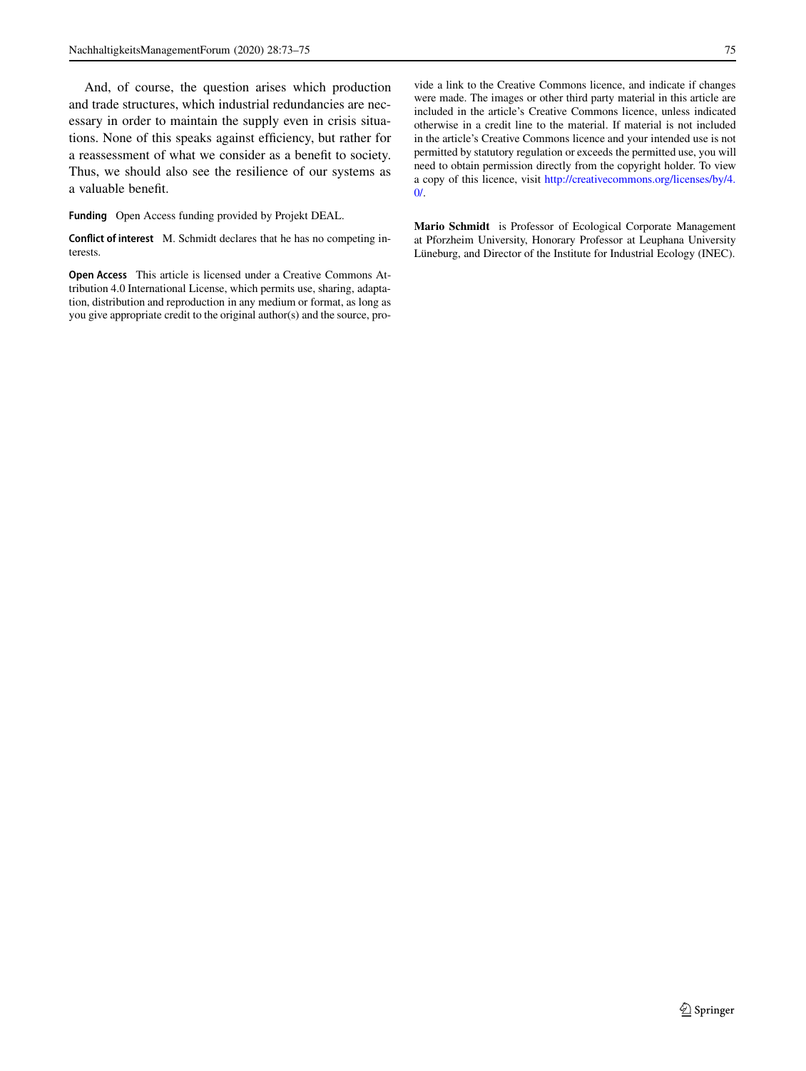And, of course, the question arises which production and trade structures, which industrial redundancies are necessary in order to maintain the supply even in crisis situations. None of this speaks against efficiency, but rather for a reassessment of what we consider as a benefit to society. Thus, we should also see the resilience of our systems as a valuable benefit.

**Funding** Open Access funding provided by Projekt DEAL.

**Conflict of interest** M. Schmidt declares that he has no competing interests.

**Open Access** This article is licensed under a Creative Commons Attribution 4.0 International License, which permits use, sharing, adaptation, distribution and reproduction in any medium or format, as long as you give appropriate credit to the original author(s) and the source, provide a link to the Creative Commons licence, and indicate if changes were made. The images or other third party material in this article are included in the article's Creative Commons licence, unless indicated otherwise in a credit line to the material. If material is not included in the article's Creative Commons licence and your intended use is not permitted by statutory regulation or exceeds the permitted use, you will need to obtain permission directly from the copyright holder. To view a copy of this licence, visit http://creativecommons.org/licenses/by/4.0/.

**Mario Schmidt** is Professor of Ecological Corporate Management at Pforzheim University, Honorary Professor at Leuphana University Lüneburg, and Director of the Institute for Industrial Ecology (INEC).